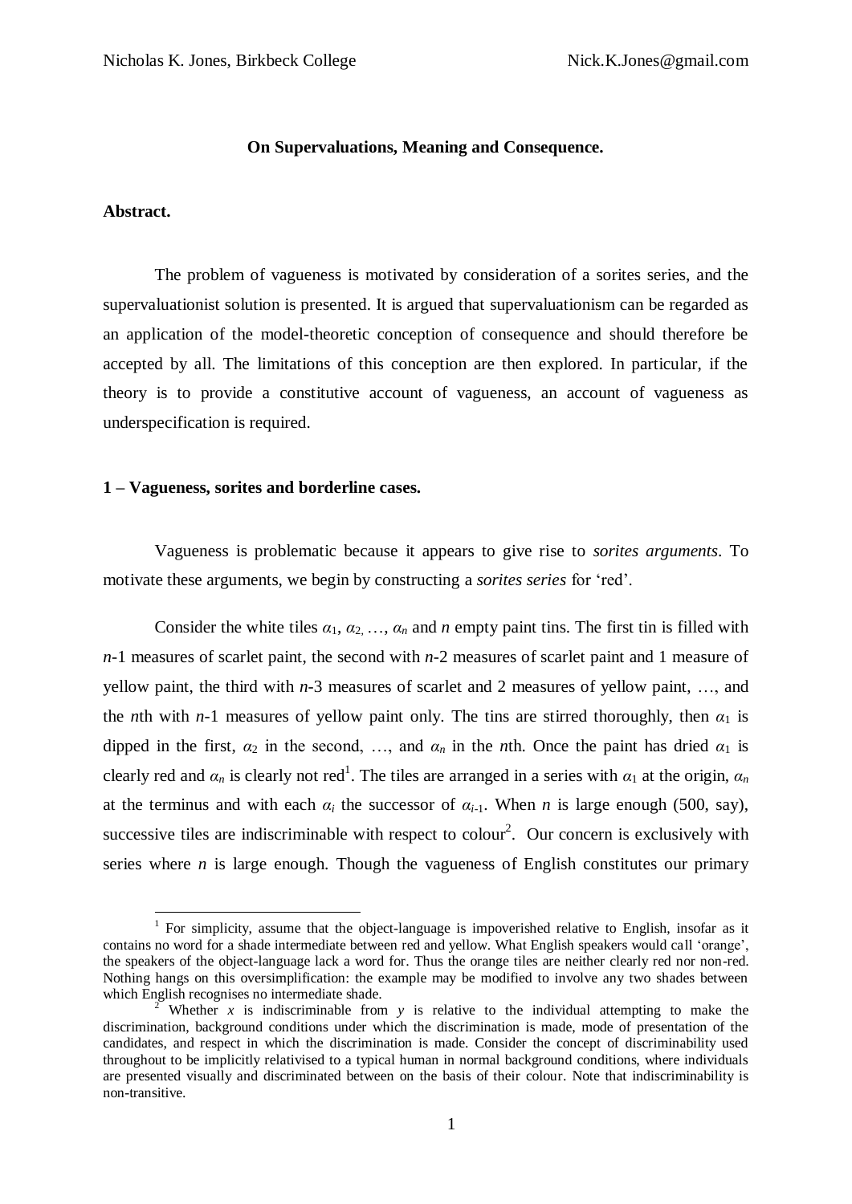Nicholas K. Jones, Birkbeck College Nick.K.Jones@gmail.com

**On Supervaluations, Meaning and Consequence.**

**Abstract.**

The problem of vagueness is motivated by consideration of a sorites series, and the supervaluationist solution is presented. It is argued that supervaluationism can be regarded as an application of the model-theoretic conception of consequence and should therefore be accepted by all. The limitations of this conception are then explored. In particular, if the theory is to provide a constitutive account of vagueness, an account of vagueness as underspecification is required.

**1 – Vagueness, sorites and borderline cases.**

Vagueness is problematic because it appears to give rise to *sorites arguments*. To motivate these arguments, we begin by constructing a *sorites series* for 'red'.

Consider the white tiles $\alpha_1$, $\alpha_2$, …, $\alpha_n$ and *n* empty paint tins. The first tin is filled with *n*-1 measures of scarlet paint, the second with *n*-2 measures of scarlet paint and 1 measure of yellow paint, the third with *n*-3 measures of scarlet and 2 measures of yellow paint, …, and the *n*th with *n*-1 measures of yellow paint only. The tins are stirred thoroughly, then $\alpha_1$ is dipped in the first, $\alpha_2$ in the second, …, and $\alpha_n$ in the *n*th. Once the paint has dried $\alpha_1$ is clearly red and $\alpha_n$ is clearly not red[1]. The tiles are arranged in a series with $\alpha_1$ at the origin, $\alpha_n$ at the terminus and with each $\alpha_i$ the successor of $\alpha_{i-1}$. When *n* is large enough (500, say), successive tiles are indiscriminable with respect to colour[2]. Our concern is exclusively with series where *n* is large enough. Though the vagueness of English constitutes our primary

---

[1] For simplicity, assume that the object-language is impoverished relative to English, insofar as it contains no word for a shade intermediate between red and yellow. What English speakers would call 'orange', the speakers of the object-language lack a word for. Thus the orange tiles are neither clearly red nor non-red. Nothing hangs on this oversimplification: the example may be modified to involve any two shades between which English recognises no intermediate shade.

[2] Whether *x* is indiscriminable from *y* is relative to the individual attempting to make the discrimination, background conditions under which the discrimination is made, mode of presentation of the candidates, and respect in which the discrimination is made. Consider the concept of discriminability used throughout to be implicitly relativised to a typical human in normal background conditions, where individuals are presented visually and discriminated between on the basis of their colour. Note that indiscriminability is non-transitive.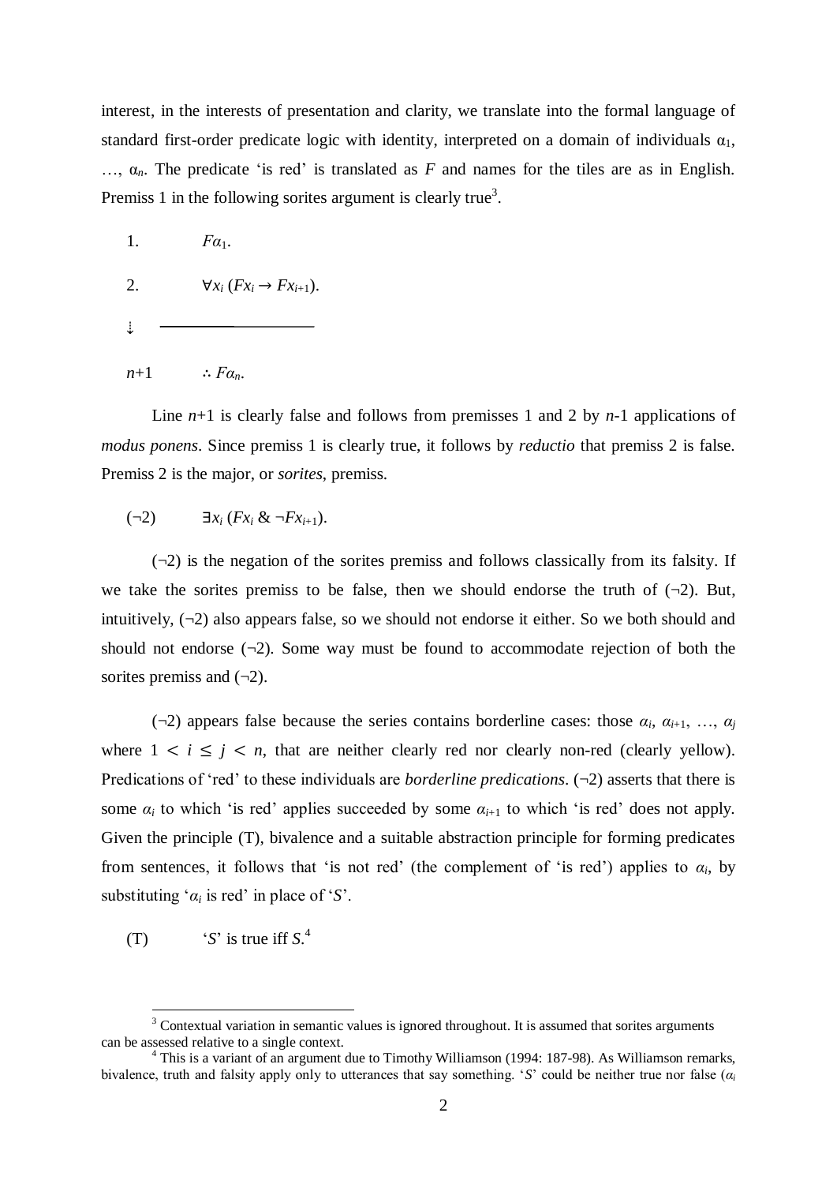interest, in the interests of presentation and clarity, we translate into the formal language of standard first-order predicate logic with identity, interpreted on a domain of individuals $\alpha_1$, …, $\alpha_n$. The predicate 'is red' is translated as $F$ and names for the tiles are as in English. Premiss 1 in the following sorites argument is clearly true[3].

1. $F\alpha_1$.

2. $\forall x_i \, (Fx_i \rightarrow Fx_{i+1})$.

⋮ ————————————

$n$+1 $\therefore F\alpha_n$.

Line $n$+1 is clearly false and follows from premisses 1 and 2 by $n$-1 applications of *modus ponens*. Since premiss 1 is clearly true, it follows by *reductio* that premiss 2 is false. Premiss 2 is the major, or *sorites*, premiss.

(¬2) $\exists x_i \, (Fx_i \,\&\, \neg Fx_{i+1})$.

(¬2) is the negation of the sorites premiss and follows classically from its falsity. If we take the sorites premiss to be false, then we should endorse the truth of (¬2). But, intuitively, (¬2) also appears false, so we should not endorse it either. So we both should and should not endorse (¬2). Some way must be found to accommodate rejection of both the sorites premiss and (¬2).

(¬2) appears false because the series contains borderline cases: those $\alpha_i$, $\alpha_{i+1}$, …, $\alpha_j$ where $1 < i \leq j < n$, that are neither clearly red nor clearly non-red (clearly yellow). Predications of 'red' to these individuals are *borderline predications*. (¬2) asserts that there is some $\alpha_i$ to which 'is red' applies succeeded by some $\alpha_{i+1}$ to which 'is red' does not apply. Given the principle (T), bivalence and a suitable abstraction principle for forming predicates from sentences, it follows that 'is not red' (the complement of 'is red') applies to $\alpha_i$, by substituting '$\alpha_i$ is red' in place of '$S$'.

(T) '$S$' is true iff $S$.[4]

---

[3] Contextual variation in semantic values is ignored throughout. It is assumed that sorites arguments can be assessed relative to a single context.

[4] This is a variant of an argument due to Timothy Williamson (1994: 187-98). As Williamson remarks, bivalence, truth and falsity apply only to utterances that say something. '$S$' could be neither true nor false ($\alpha_i$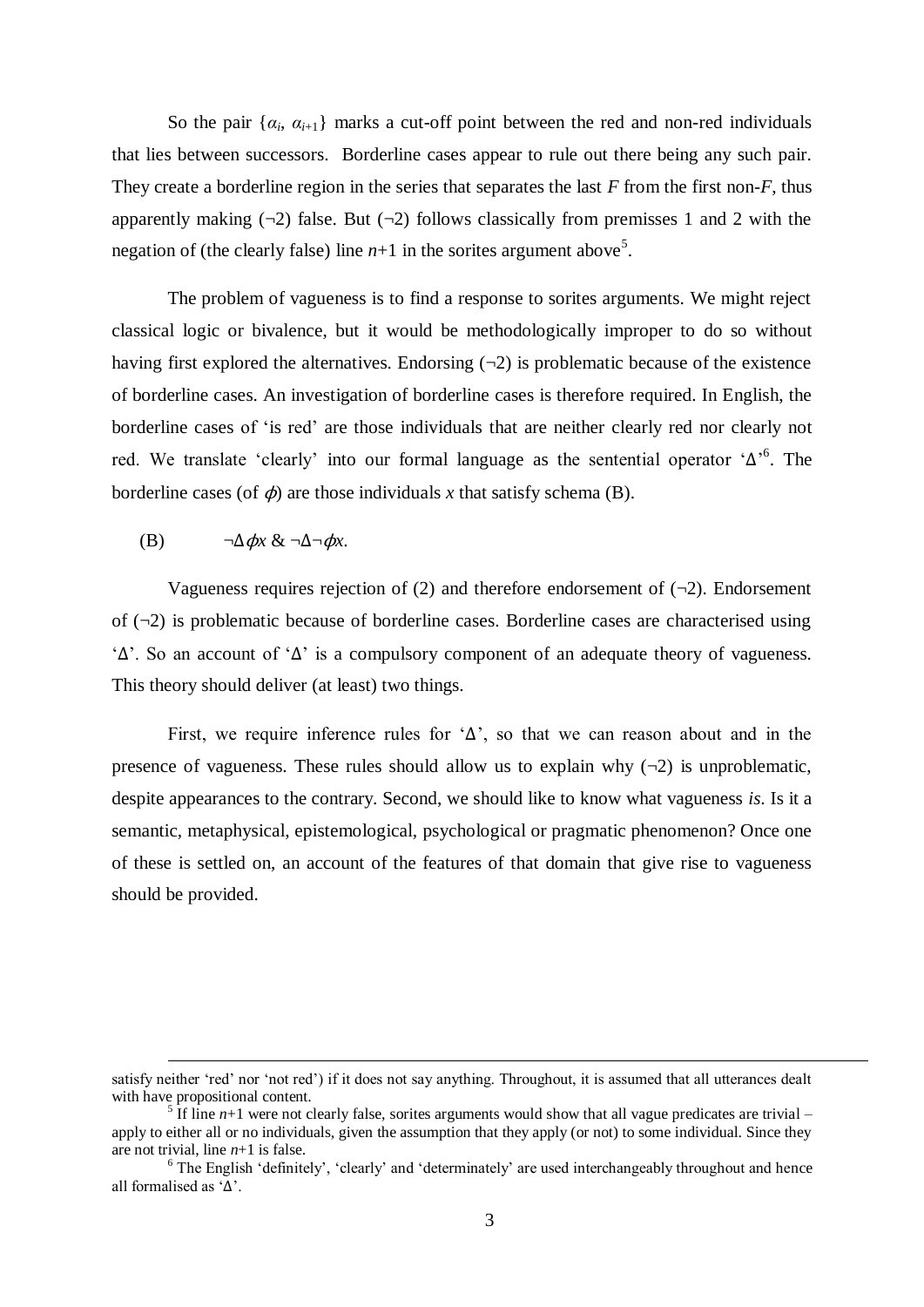So the pair $\{\alpha_i, \alpha_{i+1}\}$ marks a cut-off point between the red and non-red individuals that lies between successors. Borderline cases appear to rule out there being any such pair. They create a borderline region in the series that separates the last *F* from the first non-*F*, thus apparently making (¬2) false. But (¬2) follows classically from premisses 1 and 2 with the negation of (the clearly false) line $n$+1 in the sorites argument above[5].

The problem of vagueness is to find a response to sorites arguments. We might reject classical logic or bivalence, but it would be methodologically improper to do so without having first explored the alternatives. Endorsing (¬2) is problematic because of the existence of borderline cases. An investigation of borderline cases is therefore required. In English, the borderline cases of 'is red' are those individuals that are neither clearly red nor clearly not red. We translate 'clearly' into our formal language as the sentential operator 'Δ'[6]. The borderline cases (of $\phi$) are those individuals $x$ that satisfy schema (B).

(B) $\neg\Delta\phi x \;\&\; \neg\Delta\neg\phi x$.

Vagueness requires rejection of (2) and therefore endorsement of (¬2). Endorsement of (¬2) is problematic because of borderline cases. Borderline cases are characterised using 'Δ'. So an account of 'Δ' is a compulsory component of an adequate theory of vagueness. This theory should deliver (at least) two things.

First, we require inference rules for 'Δ', so that we can reason about and in the presence of vagueness. These rules should allow us to explain why (¬2) is unproblematic, despite appearances to the contrary. Second, we should like to know what vagueness *is*. Is it a semantic, metaphysical, epistemological, psychological or pragmatic phenomenon? Once one of these is settled on, an account of the features of that domain that give rise to vagueness should be provided.

---

satisfy neither 'red' nor 'not red') if it does not say anything. Throughout, it is assumed that all utterances dealt with have propositional content.

[5] If line $n$+1 were not clearly false, sorites arguments would show that all vague predicates are trivial – apply to either all or no individuals, given the assumption that they apply (or not) to some individual. Since they are not trivial, line $n$+1 is false.

[6] The English 'definitely', 'clearly' and 'determinately' are used interchangeably throughout and hence all formalised as 'Δ'.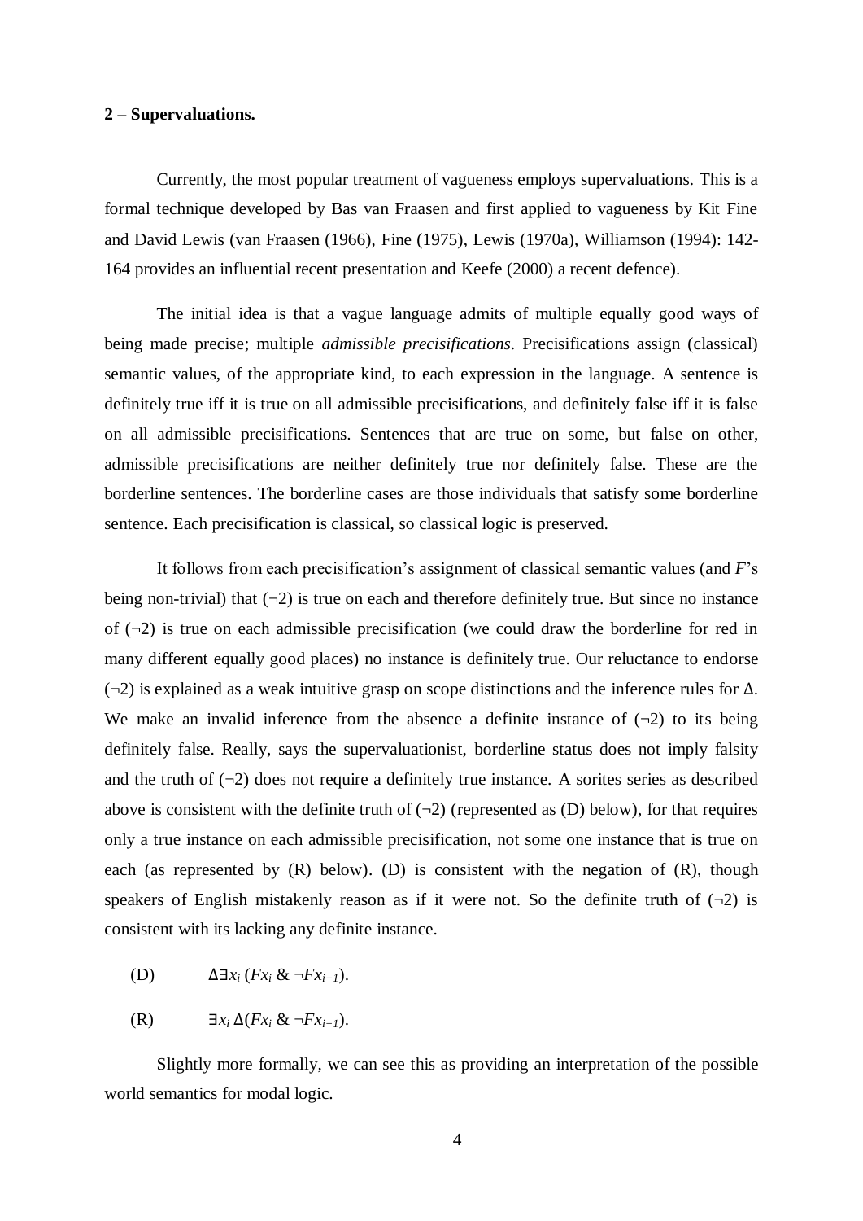**2 – Supervaluations.**

Currently, the most popular treatment of vagueness employs supervaluations. This is a formal technique developed by Bas van Fraasen and first applied to vagueness by Kit Fine and David Lewis (van Fraasen (1966), Fine (1975), Lewis (1970a), Williamson (1994): 142-164 provides an influential recent presentation and Keefe (2000) a recent defence).

The initial idea is that a vague language admits of multiple equally good ways of being made precise; multiple *admissible precisifications*. Precisifications assign (classical) semantic values, of the appropriate kind, to each expression in the language. A sentence is definitely true iff it is true on all admissible precisifications, and definitely false iff it is false on all admissible precisifications. Sentences that are true on some, but false on other, admissible precisifications are neither definitely true nor definitely false. These are the borderline sentences. The borderline cases are those individuals that satisfy some borderline sentence. Each precisification is classical, so classical logic is preserved.

It follows from each precisification's assignment of classical semantic values (and *F*'s being non-trivial) that (¬2) is true on each and therefore definitely true. But since no instance of (¬2) is true on each admissible precisification (we could draw the borderline for red in many different equally good places) no instance is definitely true. Our reluctance to endorse (¬2) is explained as a weak intuitive grasp on scope distinctions and the inference rules for Δ. We make an invalid inference from the absence a definite instance of (¬2) to its being definitely false. Really, says the supervaluationist, borderline status does not imply falsity and the truth of (¬2) does not require a definitely true instance. A sorites series as described above is consistent with the definite truth of (¬2) (represented as (D) below), for that requires only a true instance on each admissible precisification, not some one instance that is true on each (as represented by (R) below). (D) is consistent with the negation of (R), though speakers of English mistakenly reason as if it were not. So the definite truth of (¬2) is consistent with its lacking any definite instance.

(D) $\Delta\exists x_i\,(Fx_i \,\&\, \neg Fx_{i+1})$.

(R) $\exists x_i\,\Delta(Fx_i \,\&\, \neg Fx_{i+1})$.

Slightly more formally, we can see this as providing an interpretation of the possible world semantics for modal logic.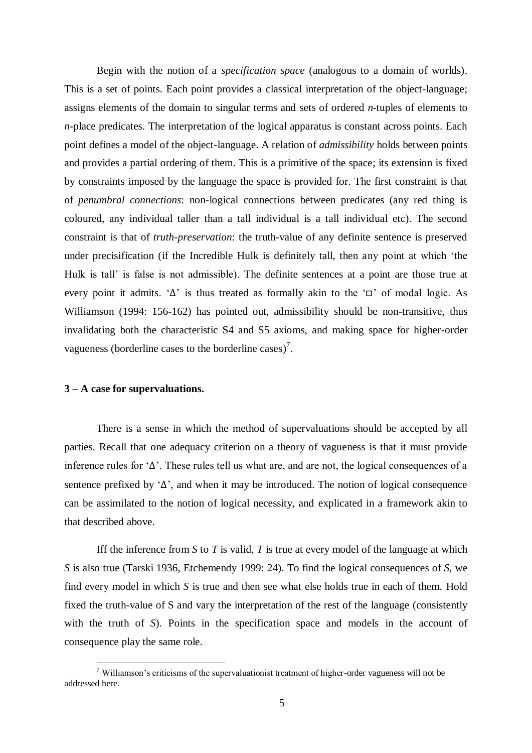Begin with the notion of a *specification space* (analogous to a domain of worlds). This is a set of points. Each point provides a classical interpretation of the object-language; assigns elements of the domain to singular terms and sets of ordered *n*-tuples of elements to *n*-place predicates. The interpretation of the logical apparatus is constant across points. Each point defines a model of the object-language. A relation of *admissibility* holds between points and provides a partial ordering of them. This is a primitive of the space; its extension is fixed by constraints imposed by the language the space is provided for. The first constraint is that of *penumbral connections*: non-logical connections between predicates (any red thing is coloured, any individual taller than a tall individual is a tall individual etc). The second constraint is that of *truth-preservation*: the truth-value of any definite sentence is preserved under precisification (if the Incredible Hulk is definitely tall, then any point at which 'the Hulk is tall' is false is not admissible). The definite sentences at a point are those true at every point it admits. '$\Delta$' is thus treated as formally akin to the '$\Box$' of modal logic. As Williamson (1994: 156-162) has pointed out, admissibility should be non-transitive, thus invalidating both the characteristic S4 and S5 axioms, and making space for higher-order vagueness (borderline cases to the borderline cases)[7].

### 3 – A case for supervaluations.

There is a sense in which the method of supervaluations should be accepted by all parties. Recall that one adequacy criterion on a theory of vagueness is that it must provide inference rules for '$\Delta$'. These rules tell us what are, and are not, the logical consequences of a sentence prefixed by '$\Delta$', and when it may be introduced. The notion of logical consequence can be assimilated to the notion of logical necessity, and explicated in a framework akin to that described above.

Iff the inference from *S* to *T* is valid, *T* is true at every model of the language at which *S* is also true (Tarski 1936, Etchemendy 1999: 24). To find the logical consequences of *S*, we find every model in which *S* is true and then see what else holds true in each of them. Hold fixed the truth-value of S and vary the interpretation of the rest of the language (consistently with the truth of *S*). Points in the specification space and models in the account of consequence play the same role.

[7] Williamson's criticisms of the supervaluationist treatment of higher-order vagueness will not be addressed here.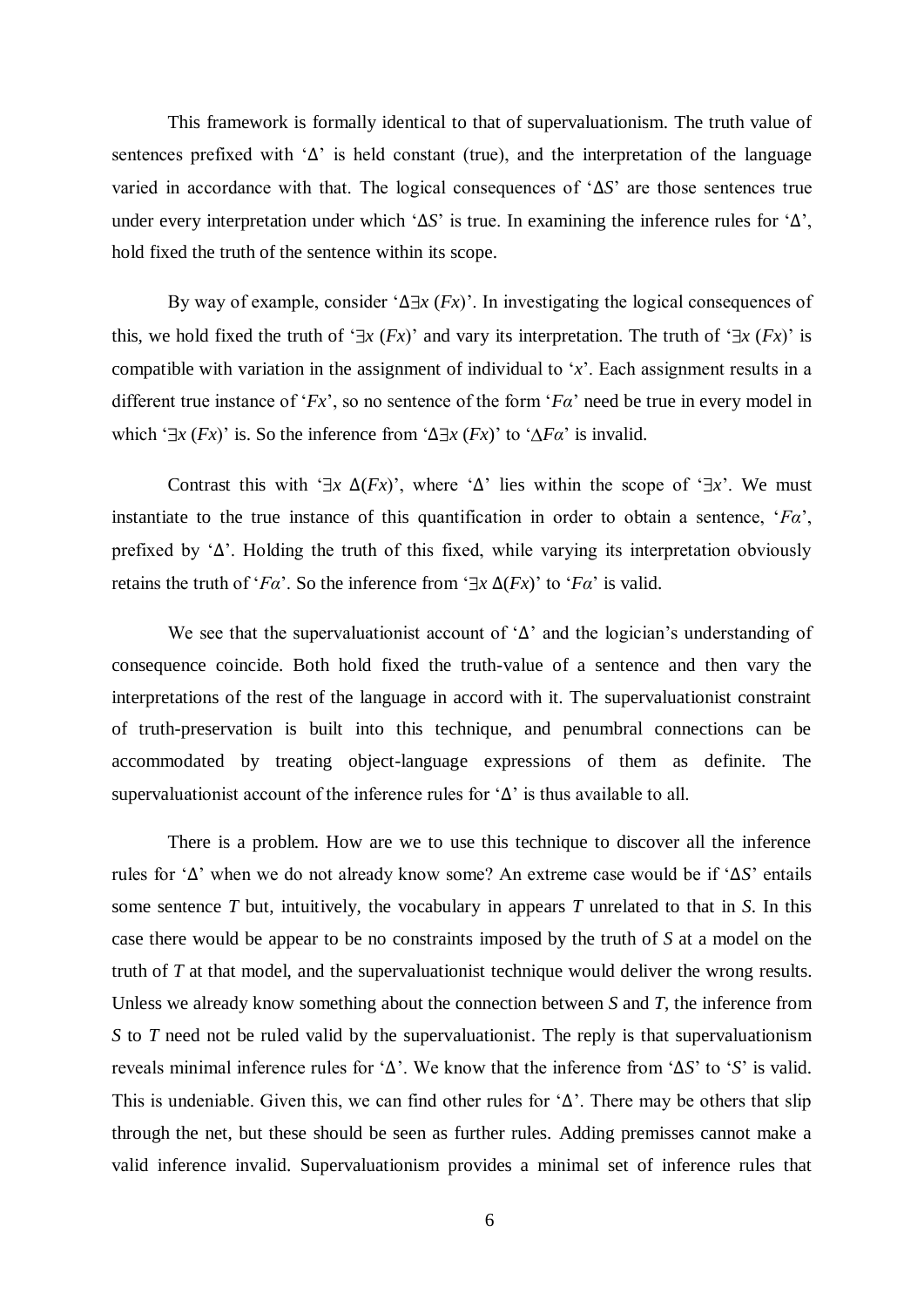This framework is formally identical to that of supervaluationism. The truth value of sentences prefixed with '$\Delta$' is held constant (true), and the interpretation of the language varied in accordance with that. The logical consequences of '$\Delta S$' are those sentences true under every interpretation under which '$\Delta S$' is true. In examining the inference rules for '$\Delta$', hold fixed the truth of the sentence within its scope.

By way of example, consider '$\Delta\exists x\ (Fx)$'. In investigating the logical consequences of this, we hold fixed the truth of '$\exists x\ (Fx)$' and vary its interpretation. The truth of '$\exists x\ (Fx)$' is compatible with variation in the assignment of individual to '$x$'. Each assignment results in a different true instance of '$Fx$', so no sentence of the form '$F\alpha$' need be true in every model in which '$\exists x\ (Fx)$' is. So the inference from '$\Delta\exists x\ (Fx)$' to '$\Delta F\alpha$' is invalid.

Contrast this with '$\exists x\ \Delta(Fx)$', where '$\Delta$' lies within the scope of '$\exists x$'. We must instantiate to the true instance of this quantification in order to obtain a sentence, '$F\alpha$', prefixed by '$\Delta$'. Holding the truth of this fixed, while varying its interpretation obviously retains the truth of '$F\alpha$'. So the inference from '$\exists x\ \Delta(Fx)$' to '$F\alpha$' is valid.

We see that the supervaluationist account of '$\Delta$' and the logician's understanding of consequence coincide. Both hold fixed the truth-value of a sentence and then vary the interpretations of the rest of the language in accord with it. The supervaluationist constraint of truth-preservation is built into this technique, and penumbral connections can be accommodated by treating object-language expressions of them as definite. The supervaluationist account of the inference rules for '$\Delta$' is thus available to all.

There is a problem. How are we to use this technique to discover all the inference rules for '$\Delta$' when we do not already know some? An extreme case would be if '$\Delta S$' entails some sentence $T$ but, intuitively, the vocabulary in appears $T$ unrelated to that in $S$. In this case there would be appear to be no constraints imposed by the truth of $S$ at a model on the truth of $T$ at that model, and the supervaluationist technique would deliver the wrong results. Unless we already know something about the connection between $S$ and $T$, the inference from $S$ to $T$ need not be ruled valid by the supervaluationist. The reply is that supervaluationism reveals minimal inference rules for '$\Delta$'. We know that the inference from '$\Delta S$' to '$S$' is valid. This is undeniable. Given this, we can find other rules for '$\Delta$'. There may be others that slip through the net, but these should be seen as further rules. Adding premisses cannot make a valid inference invalid. Supervaluationism provides a minimal set of inference rules that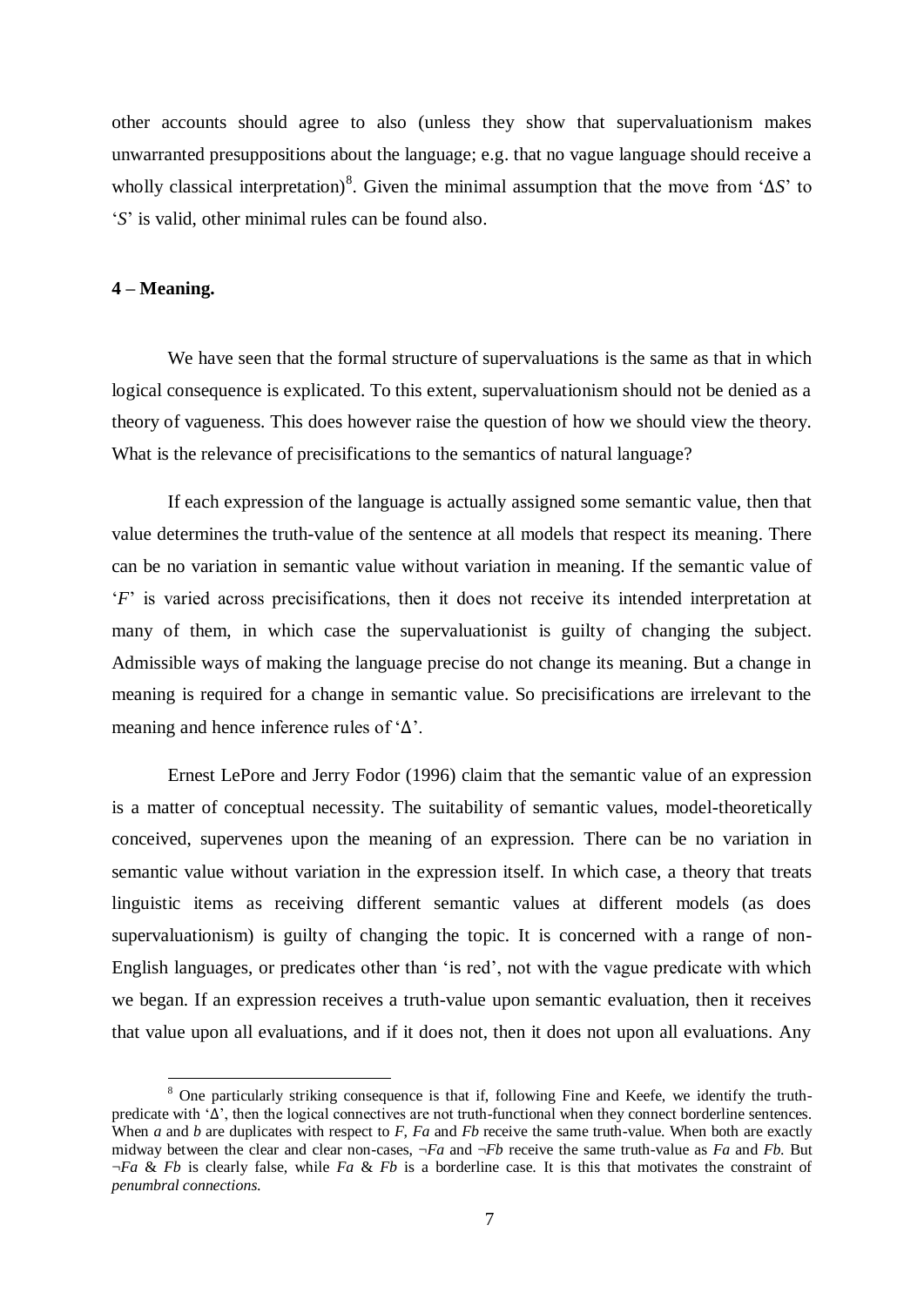other accounts should agree to also (unless they show that supervaluationism makes unwarranted presuppositions about the language; e.g. that no vague language should receive a wholly classical interpretation)[8]. Given the minimal assumption that the move from '$\Delta S$' to '*S*' is valid, other minimal rules can be found also.

**4 – Meaning.**

We have seen that the formal structure of supervaluations is the same as that in which logical consequence is explicated. To this extent, supervaluationism should not be denied as a theory of vagueness. This does however raise the question of how we should view the theory. What is the relevance of precisifications to the semantics of natural language?

If each expression of the language is actually assigned some semantic value, then that value determines the truth-value of the sentence at all models that respect its meaning. There can be no variation in semantic value without variation in meaning. If the semantic value of '*F*' is varied across precisifications, then it does not receive its intended interpretation at many of them, in which case the supervaluationist is guilty of changing the subject. Admissible ways of making the language precise do not change its meaning. But a change in meaning is required for a change in semantic value. So precisifications are irrelevant to the meaning and hence inference rules of '$\Delta$'.

Ernest LePore and Jerry Fodor (1996) claim that the semantic value of an expression is a matter of conceptual necessity. The suitability of semantic values, model-theoretically conceived, supervenes upon the meaning of an expression. There can be no variation in semantic value without variation in the expression itself. In which case, a theory that treats linguistic items as receiving different semantic values at different models (as does supervaluationism) is guilty of changing the topic. It is concerned with a range of non-English languages, or predicates other than 'is red', not with the vague predicate with which we began. If an expression receives a truth-value upon semantic evaluation, then it receives that value upon all evaluations, and if it does not, then it does not upon all evaluations. Any

[8] One particularly striking consequence is that if, following Fine and Keefe, we identify the truth-predicate with '$\Delta$', then the logical connectives are not truth-functional when they connect borderline sentences. When *a* and *b* are duplicates with respect to *F*, *Fa* and *Fb* receive the same truth-value. When both are exactly midway between the clear and clear non-cases, $\neg Fa$ and $\neg Fb$ receive the same truth-value as *Fa* and *Fb*. But $\neg Fa$ & *Fb* is clearly false, while *Fa* & *Fb* is a borderline case. It is this that motivates the constraint of *penumbral connections*.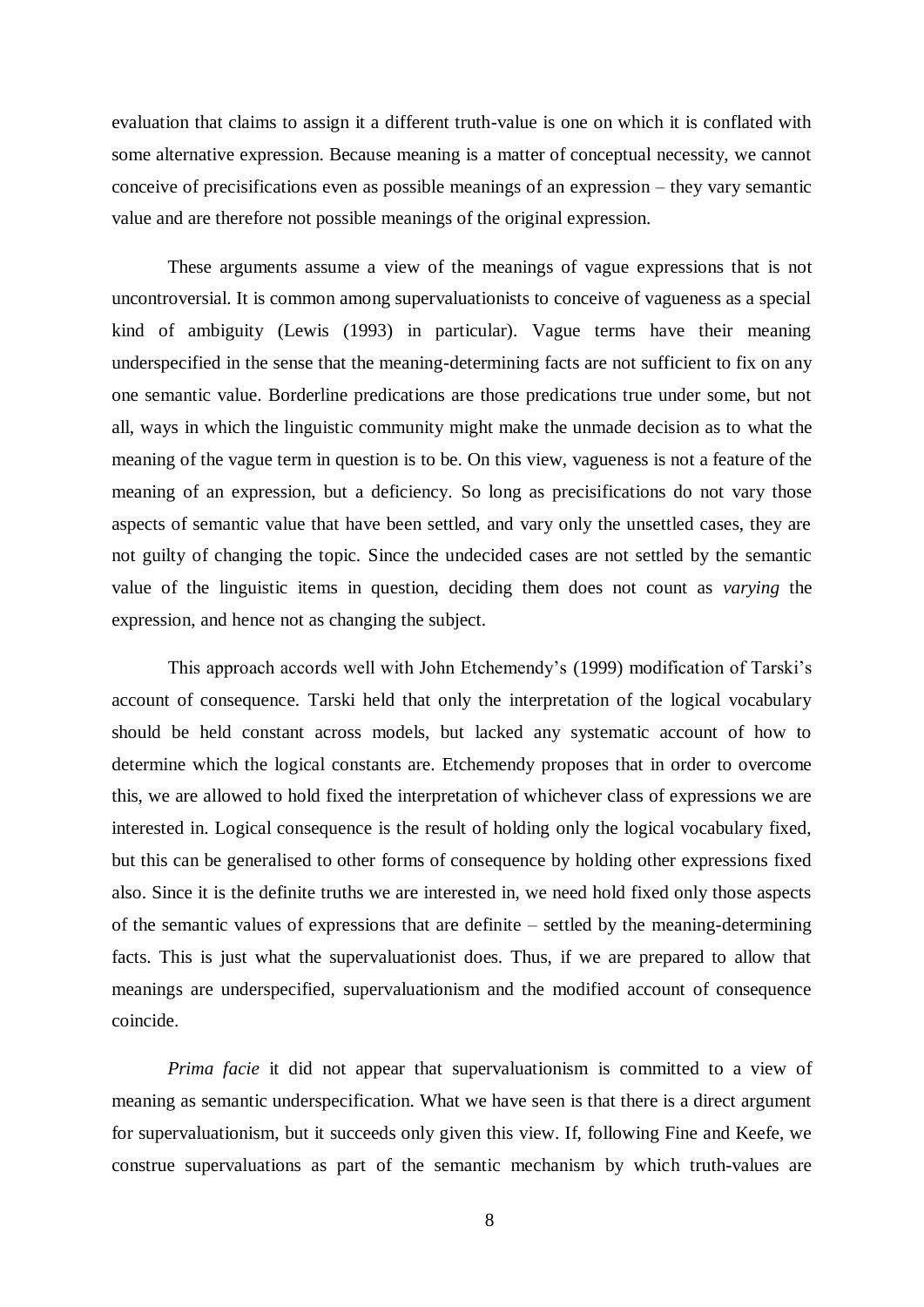evaluation that claims to assign it a different truth-value is one on which it is conflated with some alternative expression. Because meaning is a matter of conceptual necessity, we cannot conceive of precisifications even as possible meanings of an expression – they vary semantic value and are therefore not possible meanings of the original expression.

These arguments assume a view of the meanings of vague expressions that is not uncontroversial. It is common among supervaluationists to conceive of vagueness as a special kind of ambiguity (Lewis (1993) in particular). Vague terms have their meaning underspecified in the sense that the meaning-determining facts are not sufficient to fix on any one semantic value. Borderline predications are those predications true under some, but not all, ways in which the linguistic community might make the unmade decision as to what the meaning of the vague term in question is to be. On this view, vagueness is not a feature of the meaning of an expression, but a deficiency. So long as precisifications do not vary those aspects of semantic value that have been settled, and vary only the unsettled cases, they are not guilty of changing the topic. Since the undecided cases are not settled by the semantic value of the linguistic items in question, deciding them does not count as *varying* the expression, and hence not as changing the subject.

This approach accords well with John Etchemendy's (1999) modification of Tarski's account of consequence. Tarski held that only the interpretation of the logical vocabulary should be held constant across models, but lacked any systematic account of how to determine which the logical constants are. Etchemendy proposes that in order to overcome this, we are allowed to hold fixed the interpretation of whichever class of expressions we are interested in. Logical consequence is the result of holding only the logical vocabulary fixed, but this can be generalised to other forms of consequence by holding other expressions fixed also. Since it is the definite truths we are interested in, we need hold fixed only those aspects of the semantic values of expressions that are definite – settled by the meaning-determining facts. This is just what the supervaluationist does. Thus, if we are prepared to allow that meanings are underspecified, supervaluationism and the modified account of consequence coincide.

*Prima facie* it did not appear that supervaluationism is committed to a view of meaning as semantic underspecification. What we have seen is that there is a direct argument for supervaluationism, but it succeeds only given this view. If, following Fine and Keefe, we construe supervaluations as part of the semantic mechanism by which truth-values are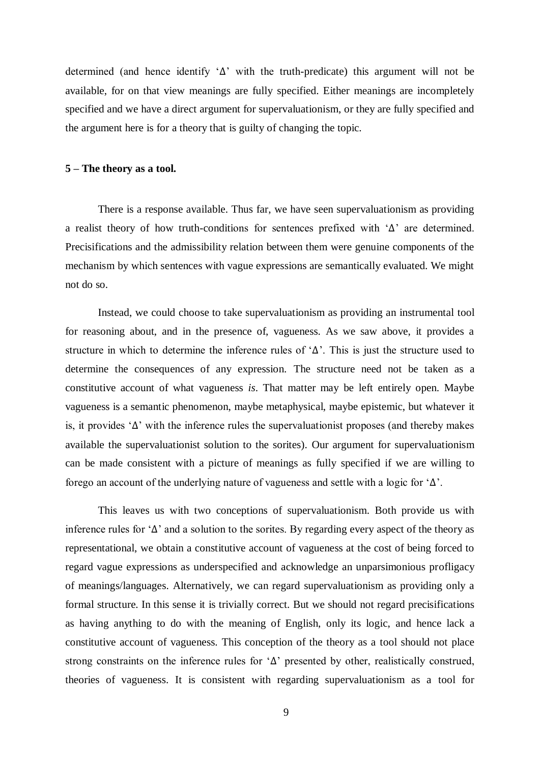determined (and hence identify '$\Delta$' with the truth-predicate) this argument will not be available, for on that view meanings are fully specified. Either meanings are incompletely specified and we have a direct argument for supervaluationism, or they are fully specified and the argument here is for a theory that is guilty of changing the topic.

## 5 – The theory as a tool.

There is a response available. Thus far, we have seen supervaluationism as providing a realist theory of how truth-conditions for sentences prefixed with '$\Delta$' are determined. Precisifications and the admissibility relation between them were genuine components of the mechanism by which sentences with vague expressions are semantically evaluated. We might not do so.

Instead, we could choose to take supervaluationism as providing an instrumental tool for reasoning about, and in the presence of, vagueness. As we saw above, it provides a structure in which to determine the inference rules of '$\Delta$'. This is just the structure used to determine the consequences of any expression. The structure need not be taken as a constitutive account of what vagueness *is*. That matter may be left entirely open. Maybe vagueness is a semantic phenomenon, maybe metaphysical, maybe epistemic, but whatever it is, it provides '$\Delta$' with the inference rules the supervaluationist proposes (and thereby makes available the supervaluationist solution to the sorites). Our argument for supervaluationism can be made consistent with a picture of meanings as fully specified if we are willing to forego an account of the underlying nature of vagueness and settle with a logic for '$\Delta$'.

This leaves us with two conceptions of supervaluationism. Both provide us with inference rules for '$\Delta$' and a solution to the sorites. By regarding every aspect of the theory as representational, we obtain a constitutive account of vagueness at the cost of being forced to regard vague expressions as underspecified and acknowledge an unparsimonious profligacy of meanings/languages. Alternatively, we can regard supervaluationism as providing only a formal structure. In this sense it is trivially correct. But we should not regard precisifications as having anything to do with the meaning of English, only its logic, and hence lack a constitutive account of vagueness. This conception of the theory as a tool should not place strong constraints on the inference rules for '$\Delta$' presented by other, realistically construed, theories of vagueness. It is consistent with regarding supervaluationism as a tool for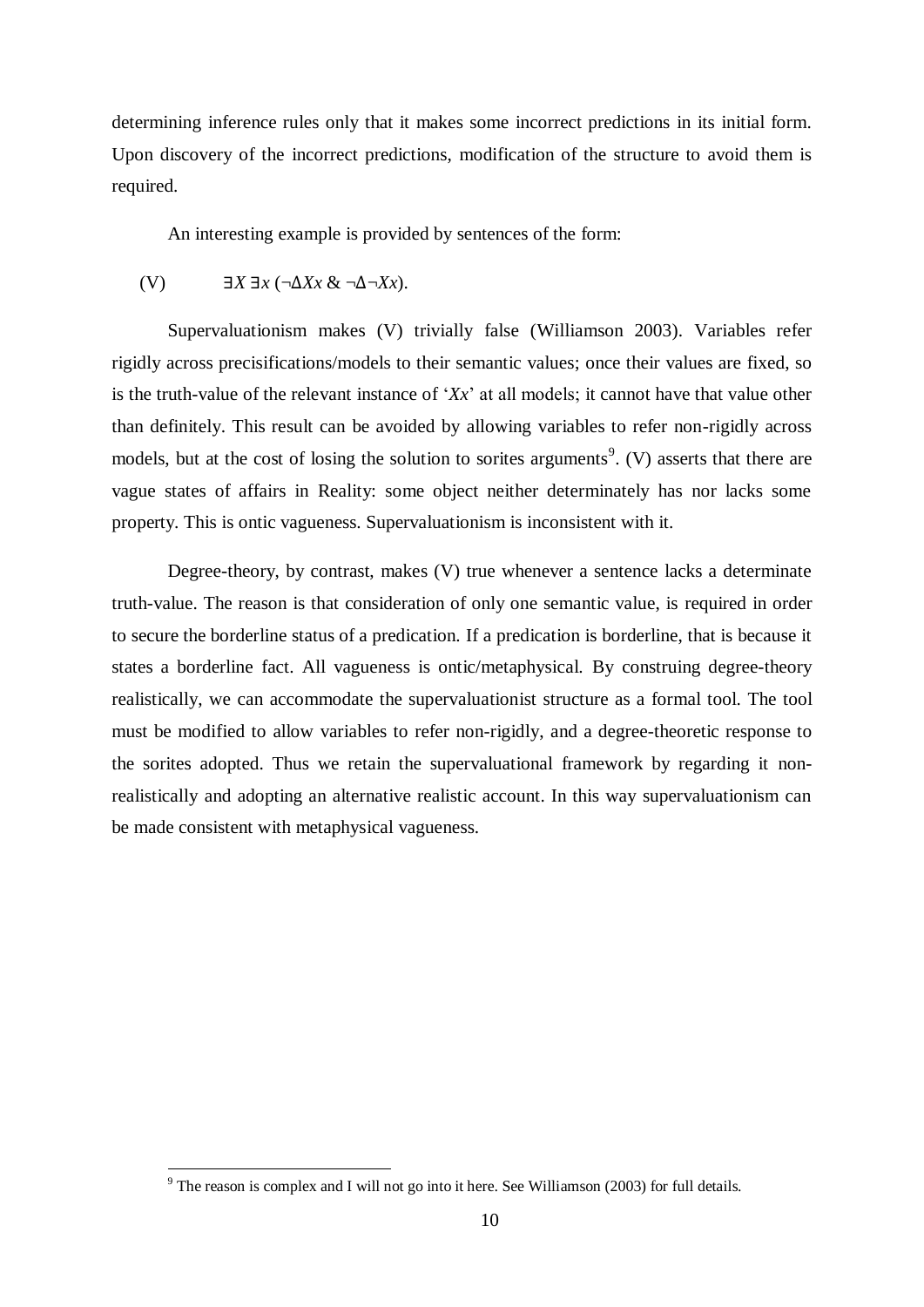determining inference rules only that it makes some incorrect predictions in its initial form. Upon discovery of the incorrect predictions, modification of the structure to avoid them is required.

An interesting example is provided by sentences of the form:

(V) $\exists X \exists x (\neg\Delta Xx \ \& \ \neg\Delta\neg Xx)$.

Supervaluationism makes (V) trivially false (Williamson 2003). Variables refer rigidly across precisifications/models to their semantic values; once their values are fixed, so is the truth-value of the relevant instance of '*Xx*' at all models; it cannot have that value other than definitely. This result can be avoided by allowing variables to refer non-rigidly across models, but at the cost of losing the solution to sorites arguments[9]. (V) asserts that there are vague states of affairs in Reality: some object neither determinately has nor lacks some property. This is ontic vagueness. Supervaluationism is inconsistent with it.

Degree-theory, by contrast, makes (V) true whenever a sentence lacks a determinate truth-value. The reason is that consideration of only one semantic value, is required in order to secure the borderline status of a predication. If a predication is borderline, that is because it states a borderline fact. All vagueness is ontic/metaphysical. By construing degree-theory realistically, we can accommodate the supervaluationist structure as a formal tool. The tool must be modified to allow variables to refer non-rigidly, and a degree-theoretic response to the sorites adopted. Thus we retain the supervaluational framework by regarding it non-realistically and adopting an alternative realistic account. In this way supervaluationism can be made consistent with metaphysical vagueness.

[9] The reason is complex and I will not go into it here. See Williamson (2003) for full details.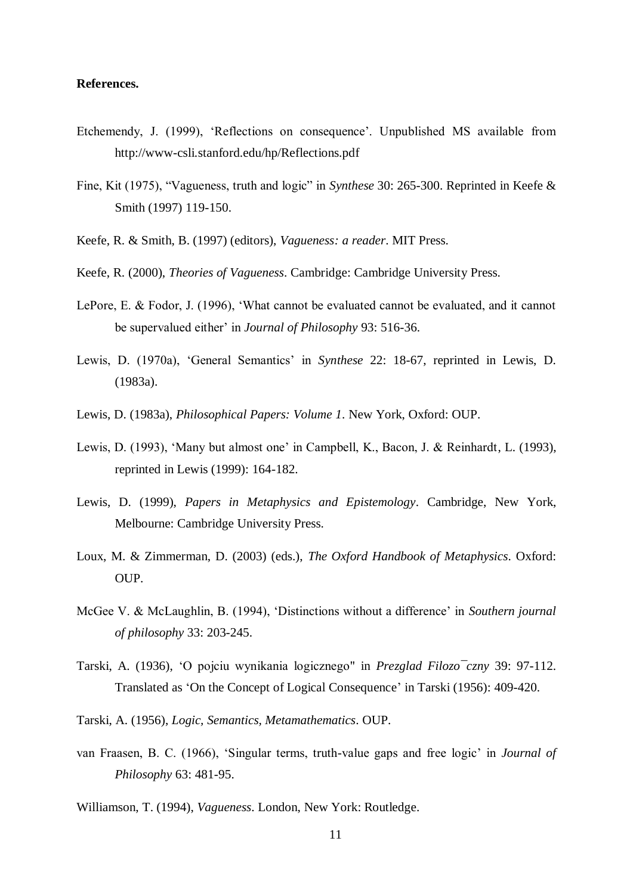**References.**

Etchemendy, J. (1999), 'Reflections on consequence'. Unpublished MS available from http://www-csli.stanford.edu/hp/Reflections.pdf

Fine, Kit (1975), "Vagueness, truth and logic" in *Synthese* 30: 265-300. Reprinted in Keefe & Smith (1997) 119-150.

Keefe, R. & Smith, B. (1997) (editors), *Vagueness: a reader*. MIT Press.

Keefe, R. (2000), *Theories of Vagueness*. Cambridge: Cambridge University Press.

LePore, E. & Fodor, J. (1996), 'What cannot be evaluated cannot be evaluated, and it cannot be supervalued either' in *Journal of Philosophy* 93: 516-36.

Lewis, D. (1970a), 'General Semantics' in *Synthese* 22: 18-67, reprinted in Lewis, D. (1983a).

Lewis, D. (1983a), *Philosophical Papers: Volume 1*. New York, Oxford: OUP.

Lewis, D. (1993), 'Many but almost one' in Campbell, K., Bacon, J. & Reinhardt, L. (1993), reprinted in Lewis (1999): 164-182.

Lewis, D. (1999), *Papers in Metaphysics and Epistemology*. Cambridge, New York, Melbourne: Cambridge University Press.

Loux, M. & Zimmerman, D. (2003) (eds.), *The Oxford Handbook of Metaphysics*. Oxford: OUP.

McGee V. & McLaughlin, B. (1994), 'Distinctions without a difference' in *Southern journal of philosophy* 33: 203-245.

Tarski, A. (1936), 'O pojciu wynikania logicznego" in *Prezglad Filozo¯czny* 39: 97-112. Translated as 'On the Concept of Logical Consequence' in Tarski (1956): 409-420.

Tarski, A. (1956), *Logic, Semantics, Metamathematics*. OUP.

van Fraasen, B. C. (1966), 'Singular terms, truth-value gaps and free logic' in *Journal of Philosophy* 63: 481-95.

Williamson, T. (1994), *Vagueness*. London, New York: Routledge.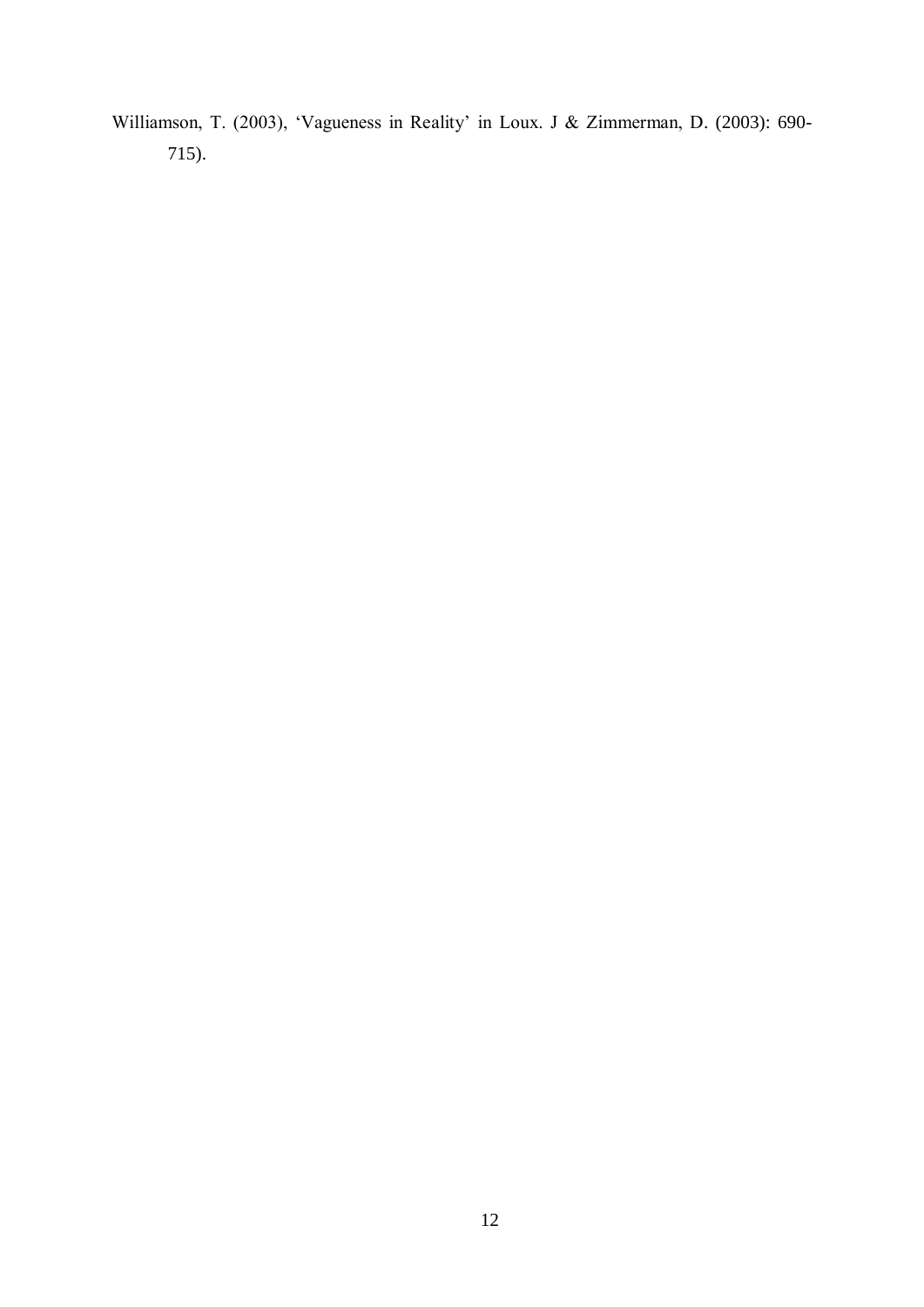Williamson, T. (2003), 'Vagueness in Reality' in Loux. J & Zimmerman, D. (2003): 690-715).